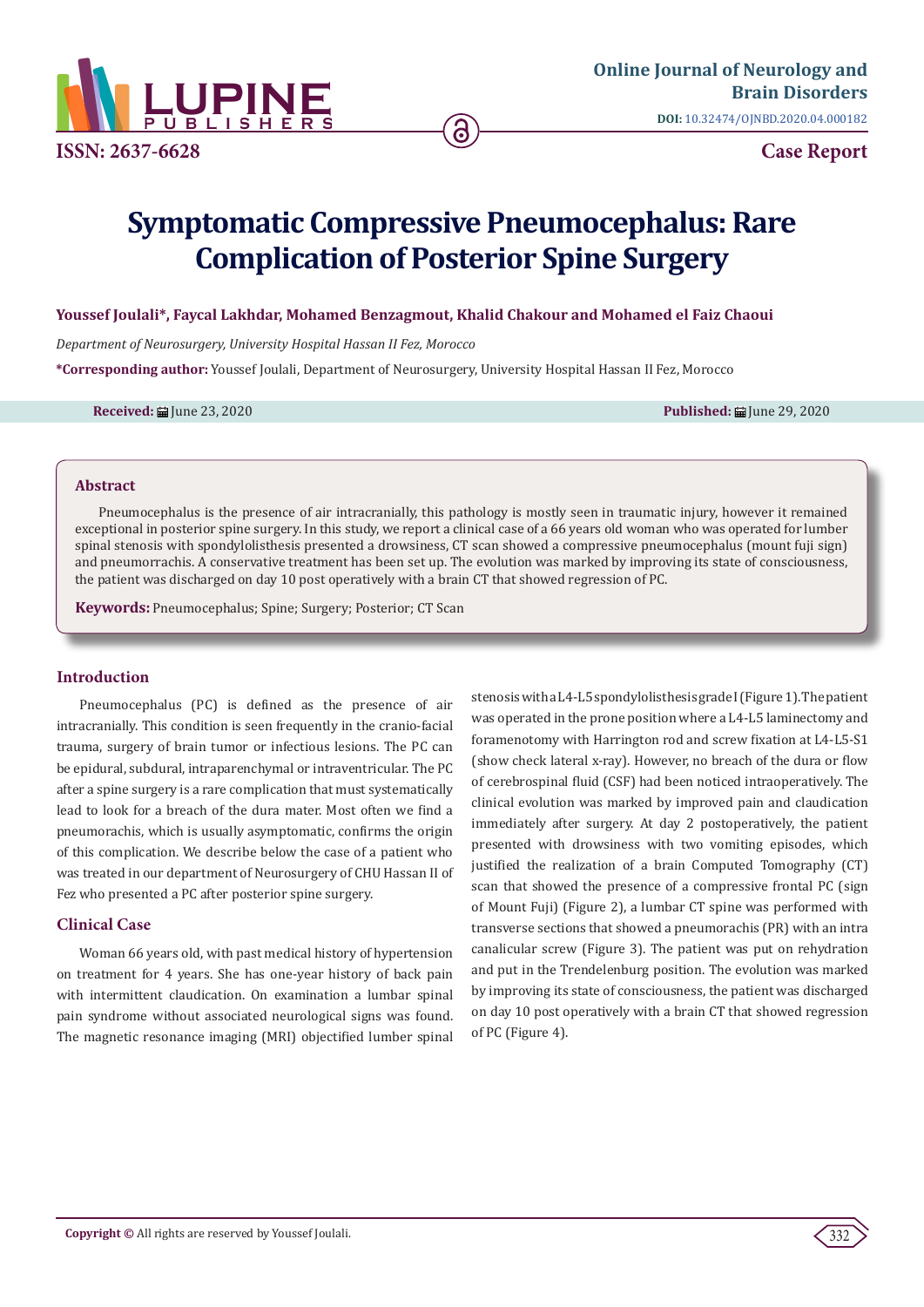Online Journal of Neurology and Brain Disorders

DOI: 10.32474/OJNBD.2020.04.000182

ISSN: 2637-6628

Case Report

# Symptomatic Compressive Pneumocephalus: Rare Complication of Posterior Spine Surgery

**Youssef Joulali\*, Faycal Lakhdar, Mohamed Benzagmout, Khalid Chakour and Mohamed el Faiz Chaoui**

*Department of Neurosurgery, University Hospital Hassan II Fez, Morocco*

**\*Corresponding author:** Youssef Joulali, Department of Neurosurgery, University Hospital Hassan II Fez, Morocco

**Received:** June 23, 2020 **Published:** June 29, 2020

## Abstract

Pneumocephalus is the presence of air intracranially, this pathology is mostly seen in traumatic injury, however it remained exceptional in posterior spine surgery. In this study, we report a clinical case of a 66 years old woman who was operated for lumber spinal stenosis with spondylolisthesis presented a drowsiness, CT scan showed a compressive pneumocephalus (mount fuji sign) and pneumorrachis. A conservative treatment has been set up. The evolution was marked by improving its state of consciousness, the patient was discharged on day 10 post operatively with a brain CT that showed regression of PC.

**Keywords:** Pneumocephalus; Spine; Surgery; Posterior; CT Scan

## Introduction

Pneumocephalus (PC) is defined as the presence of air intracranially. This condition is seen frequently in the cranio-facial trauma, surgery of brain tumor or infectious lesions. The PC can be epidural, subdural, intraparenchymal or intraventricular. The PC after a spine surgery is a rare complication that must systematically lead to look for a breach of the dura mater. Most often we find a pneumorachis, which is usually asymptomatic, confirms the origin of this complication. We describe below the case of a patient who was treated in our department of Neurosurgery of CHU Hassan II of Fez who presented a PC after posterior spine surgery.

## Clinical Case

Woman 66 years old, with past medical history of hypertension on treatment for 4 years. She has one-year history of back pain with intermittent claudication. On examination a lumbar spinal pain syndrome without associated neurological signs was found. The magnetic resonance imaging (MRI) objectified lumber spinal stenosis with a L4-L5 spondylolisthesis grade I (Figure 1). The patient was operated in the prone position where a L4-L5 laminectomy and foramenotomy with Harrington rod and screw fixation at L4-L5-S1 (show check lateral x-ray). However, no breach of the dura or flow of cerebrospinal fluid (CSF) had been noticed intraoperatively. The clinical evolution was marked by improved pain and claudication immediately after surgery. At day 2 postoperatively, the patient presented with drowsiness with two vomiting episodes, which justified the realization of a brain Computed Tomography (CT) scan that showed the presence of a compressive frontal PC (sign of Mount Fuji) (Figure 2), a lumbar CT spine was performed with transverse sections that showed a pneumorachis (PR) with an intra canalicular screw (Figure 3). The patient was put on rehydration and put in the Trendelenburg position. The evolution was marked by improving its state of consciousness, the patient was discharged on day 10 post operatively with a brain CT that showed regression of PC (Figure 4).

**Copyright ©** All rights are reserved by Youssef Joulali.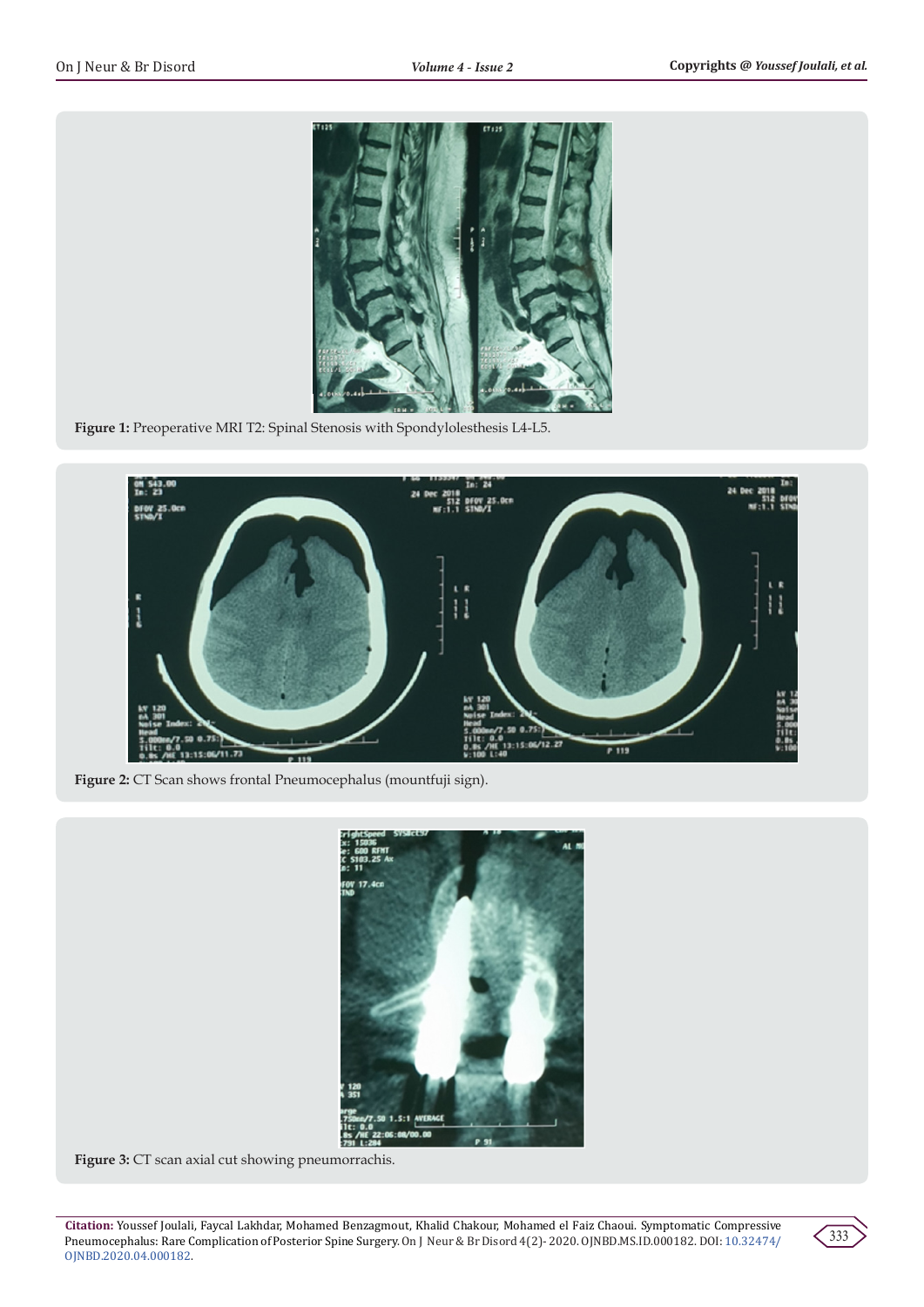**Figure 1:** Preoperative MRI T2: Spinal Stenosis with Spondylolesthesis L4-L5.

**Figure 2:** CT Scan shows frontal Pneumocephalus (mountfuji sign).

**Figure 3:** CT scan axial cut showing pneumorrachis.

**Citation:** Youssef Joulali, Faycal Lakhdar, Mohamed Benzagmout, Khalid Chakour, Mohamed el Faiz Chaoui. Symptomatic Compressive Pneumocephalus: Rare Complication of Posterior Spine Surgery. On J Neur & Br Disord 4(2)- 2020. OJNBD.MS.ID.000182. DOI: 10.32474/OJNBD.2020.04.000182.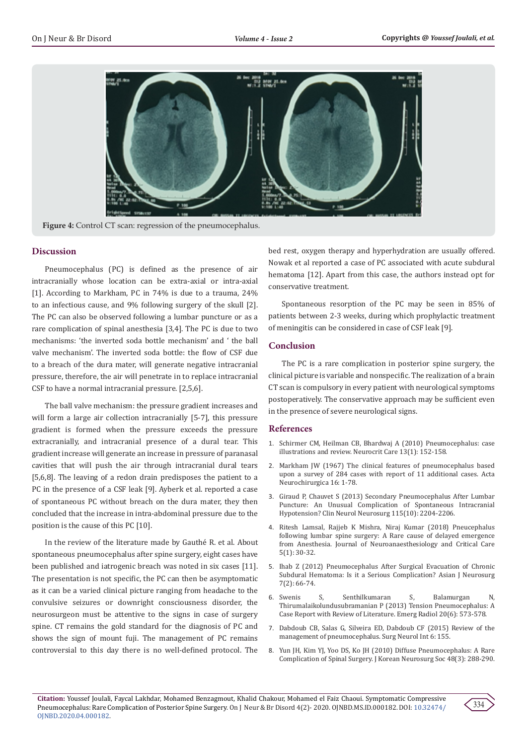**Figure 4:** Control CT scan: regression of the pneumocephalus.

## Discussion

Pneumocephalus (PC) is defined as the presence of air intracranially whose location can be extra-axial or intra-axial [1]. According to Markham, PC in 74% is due to a trauma, 24% to an infectious cause, and 9% following surgery of the skull [2]. The PC can also be observed following a lumbar puncture or as a rare complication of spinal anesthesia [3,4]. The PC is due to two mechanisms: 'the inverted soda bottle mechanism' and ' the ball valve mechanism'. The inverted soda bottle: the flow of CSF due to a breach of the dura mater, will generate negative intracranial pressure, therefore, the air will penetrate in to replace intracranial CSF to have a normal intracranial pressure. [2,5,6].

The ball valve mechanism: the pressure gradient increases and will form a large air collection intracranially [5-7], this pressure gradient is formed when the pressure exceeds the pressure extracranially, and intracranial presence of a dural tear. This gradient increase will generate an increase in pressure of paranasal cavities that will push the air through intracranial dural tears [5,6,8]. The leaving of a redon drain predisposes the patient to a PC in the presence of a CSF leak [9]. Ayberk et al. reported a case of spontaneous PC without breach on the dura mater, they then concluded that the increase in intra-abdominal pressure due to the position is the cause of this PC [10].

In the review of the literature made by Gauthé R. et al. About spontaneous pneumocephalus after spine surgery, eight cases have been published and iatrogenic breach was noted in six cases [11]. The presentation is not specific, the PC can then be asymptomatic as it can be a varied clinical picture ranging from headache to the convulsive seizures or downright consciousness disorder, the neurosurgeon must be attentive to the signs in case of surgery spine. CT remains the gold standard for the diagnosis of PC and shows the sign of mount fuji. The management of PC remains controversial to this day there is no well-defined protocol. The bed rest, oxygen therapy and hyperhydration are usually offered. Nowak et al reported a case of PC associated with acute subdural hematoma [12]. Apart from this case, the authors instead opt for conservative treatment.

Spontaneous resorption of the PC may be seen in 85% of patients between 2-3 weeks, during which prophylactic treatment of meningitis can be considered in case of CSF leak [9].

## Conclusion

The PC is a rare complication in posterior spine surgery, the clinical picture is variable and nonspecific. The realization of a brain CT scan is compulsory in every patient with neurological symptoms postoperatively. The conservative approach may be sufficient even in the presence of severe neurological signs.

## References

1. Schirmer CM, Heilman CB, Bhardwaj A (2010) Pneumocephalus: case illustrations and review. Neurocrit Care 13(1): 152-158.
2. Markham JW (1967) The clinical features of pneumocephalus based upon a survey of 284 cases with report of 11 additional cases. Acta Neurochirurgica 16: 1-78.
3. Giraud P, Chauvet S (2013) Secondary Pneumocephalus After Lumbar Puncture: An Unusual Complication of Spontaneous Intracranial Hypotension? Clin Neurol Neurosurg 115(10): 2204-2206.
4. Ritesh Lamsal, Rajjeb K Mishra, Niraj Kumar (2018) Pneucephalus following lumbar spine surgery: A Rare cause of delayed emergence from Anesthesia. Journal of Neuroanaesthesiology and Critical Care 5(1): 30-32.
5. Ihab Z (2012) Pneumocephalus After Surgical Evacuation of Chronic Subdural Hematoma: Is it a Serious Complication? Asian J Neurosurg 7(2): 66-74.
6. Swenis S, Senthilkumaran S, Balamurgan N, Thirumalaikolundusubramanian P (2013) Tension Pneumocephalus: A Case Report with Review of Literature. Emerg Radiol 20(6): 573-578.
7. Dabdoub CB, Salas G, Silveira ED, Dabdoub CF (2015) Review of the management of pneumocephalus. Surg Neurol Int 6: 155.
8. Yun JH, Kim YJ, Yoo DS, Ko JH (2010) Diffuse Pneumocephalus: A Rare Complication of Spinal Surgery. J Korean Neurosurg Soc 48(3): 288-290.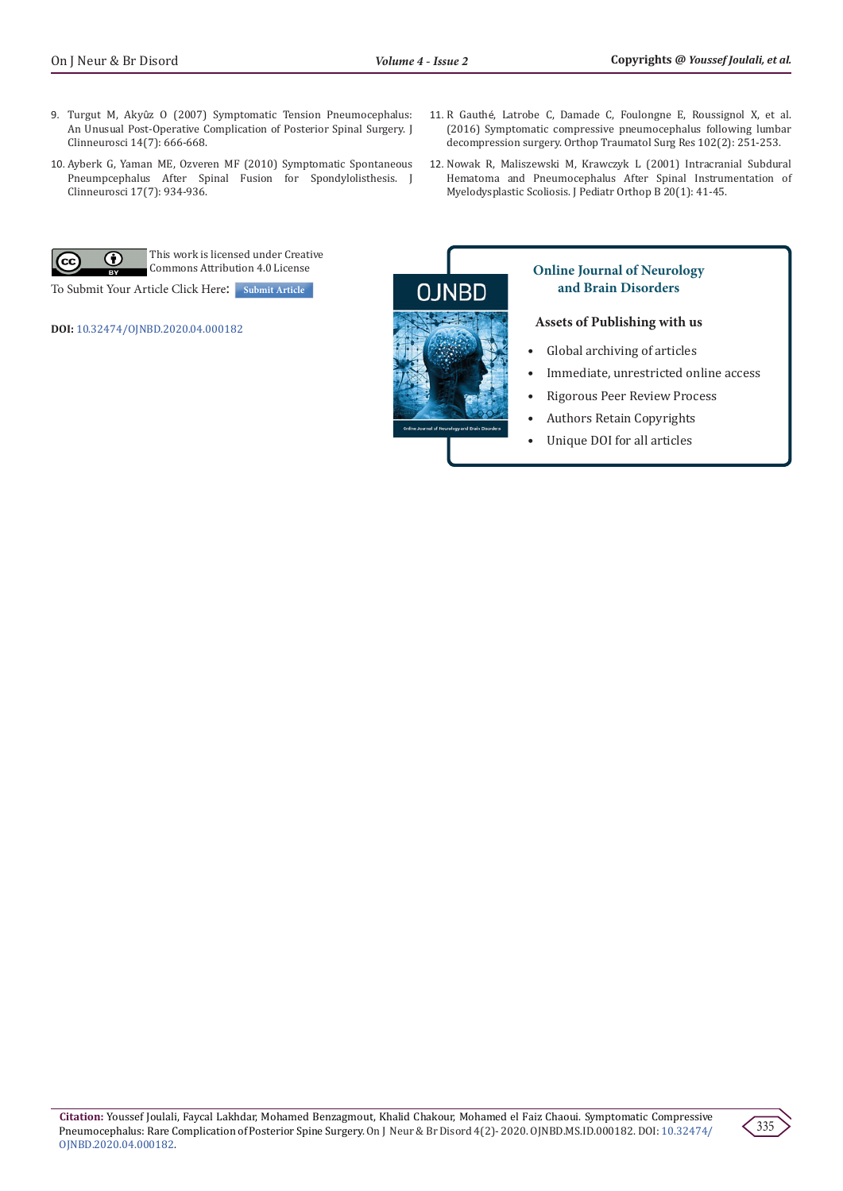9. Turgut M, Akyûz O (2007) Symptomatic Tension Pneumocephalus: An Unusual Post-Operative Complication of Posterior Spinal Surgery. J Clinneurosci 14(7): 666-668.
10. Ayberk G, Yaman ME, Ozveren MF (2010) Symptomatic Spontaneous Pneumpcephalus After Spinal Fusion for Spondylolisthesis. J Clinneurosci 17(7): 934-936.
11. R Gauthé, Latrobe C, Damade C, Foulongne E, Roussignol X, et al. (2016) Symptomatic compressive pneumocephalus following lumbar decompression surgery. Orthop Traumatol Surg Res 102(2): 251-253.
12. Nowak R, Maliszewski M, Krawczyk L (2001) Intracranial Subdural Hematoma and Pneumocephalus After Spinal Instrumentation of Myelodysplastic Scoliosis. J Pediatr Orthop B 20(1): 41-45.

This work is licensed under Creative Commons Attribution 4.0 License

To Submit Your Article Click Here: Submit Article

**DOI:** 10.32474/OJNBD.2020.04.000182

**Online Journal of Neurology and Brain Disorders**

**Assets of Publishing with us**

- Global archiving of articles
- Immediate, unrestricted online access
- Rigorous Peer Review Process
- Authors Retain Copyrights
- Unique DOI for all articles

**Citation:** Youssef Joulali, Faycal Lakhdar, Mohamed Benzagmout, Khalid Chakour, Mohamed el Faiz Chaoui. Symptomatic Compressive Pneumocephalus: Rare Complication of Posterior Spine Surgery. On J Neur & Br Disord 4(2)- 2020. OJNBD.MS.ID.000182. DOI: 10.32474/OJNBD.2020.04.000182.